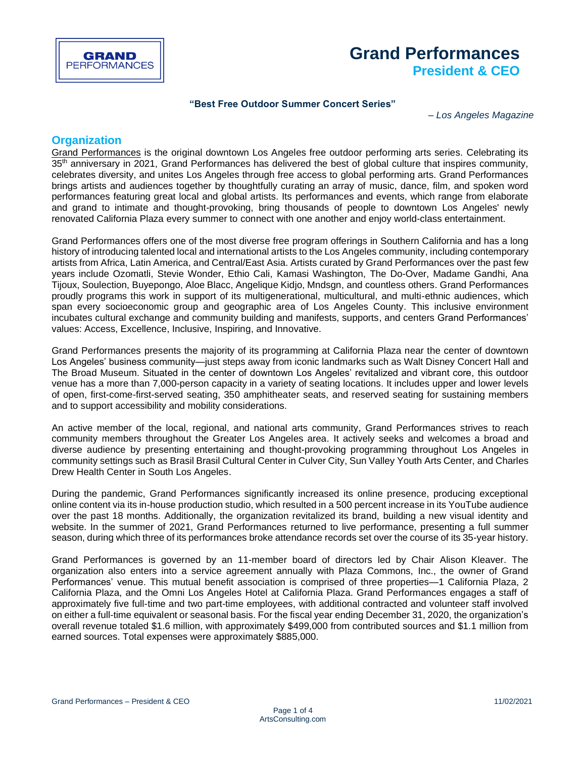GRAND PERFORMANCES

# Grand Performances

## President & CEO

**"Best Free Outdoor Summer Concert Series"**

*– Los Angeles Magazine*

## Organization

Grand Performances is the original downtown Los Angeles free outdoor performing arts series. Celebrating its 35th anniversary in 2021, Grand Performances has delivered the best of global culture that inspires community, celebrates diversity, and unites Los Angeles through free access to global performing arts. Grand Performances brings artists and audiences together by thoughtfully curating an array of music, dance, film, and spoken word performances featuring great local and global artists. Its performances and events, which range from elaborate and grand to intimate and thought-provoking, bring thousands of people to downtown Los Angeles' newly renovated California Plaza every summer to connect with one another and enjoy world-class entertainment.

Grand Performances offers one of the most diverse free program offerings in Southern California and has a long history of introducing talented local and international artists to the Los Angeles community, including contemporary artists from Africa, Latin America, and Central/East Asia. Artists curated by Grand Performances over the past few years include Ozomatli, Stevie Wonder, Ethio Cali, Kamasi Washington, The Do-Over, Madame Gandhi, Ana Tijoux, Soulection, Buyepongo, Aloe Blacc, Angelique Kidjo, Mndsgn, and countless others. Grand Performances proudly programs this work in support of its multigenerational, multicultural, and multi-ethnic audiences, which span every socioeconomic group and geographic area of Los Angeles County. This inclusive environment incubates cultural exchange and community building and manifests, supports, and centers Grand Performances' values: Access, Excellence, Inclusive, Inspiring, and Innovative.

Grand Performances presents the majority of its programming at California Plaza near the center of downtown Los Angeles' business community—just steps away from iconic landmarks such as Walt Disney Concert Hall and The Broad Museum. Situated in the center of downtown Los Angeles' revitalized and vibrant core, this outdoor venue has a more than 7,000-person capacity in a variety of seating locations. It includes upper and lower levels of open, first-come-first-served seating, 350 amphitheater seats, and reserved seating for sustaining members and to support accessibility and mobility considerations.

An active member of the local, regional, and national arts community, Grand Performances strives to reach community members throughout the Greater Los Angeles area. It actively seeks and welcomes a broad and diverse audience by presenting entertaining and thought-provoking programming throughout Los Angeles in community settings such as Brasil Brasil Cultural Center in Culver City, Sun Valley Youth Arts Center, and Charles Drew Health Center in South Los Angeles.

During the pandemic, Grand Performances significantly increased its online presence, producing exceptional online content via its in-house production studio, which resulted in a 500 percent increase in its YouTube audience over the past 18 months. Additionally, the organization revitalized its brand, building a new visual identity and website. In the summer of 2021, Grand Performances returned to live performance, presenting a full summer season, during which three of its performances broke attendance records set over the course of its 35-year history.

Grand Performances is governed by an 11-member board of directors led by Chair Alison Kleaver. The organization also enters into a service agreement annually with Plaza Commons, Inc., the owner of Grand Performances' venue. This mutual benefit association is comprised of three properties—1 California Plaza, 2 California Plaza, and the Omni Los Angeles Hotel at California Plaza. Grand Performances engages a staff of approximately five full-time and two part-time employees, with additional contracted and volunteer staff involved on either a full-time equivalent or seasonal basis. For the fiscal year ending December 31, 2020, the organization's overall revenue totaled $1.6 million, with approximately $499,000 from contributed sources and $1.1 million from earned sources. Total expenses were approximately $885,000.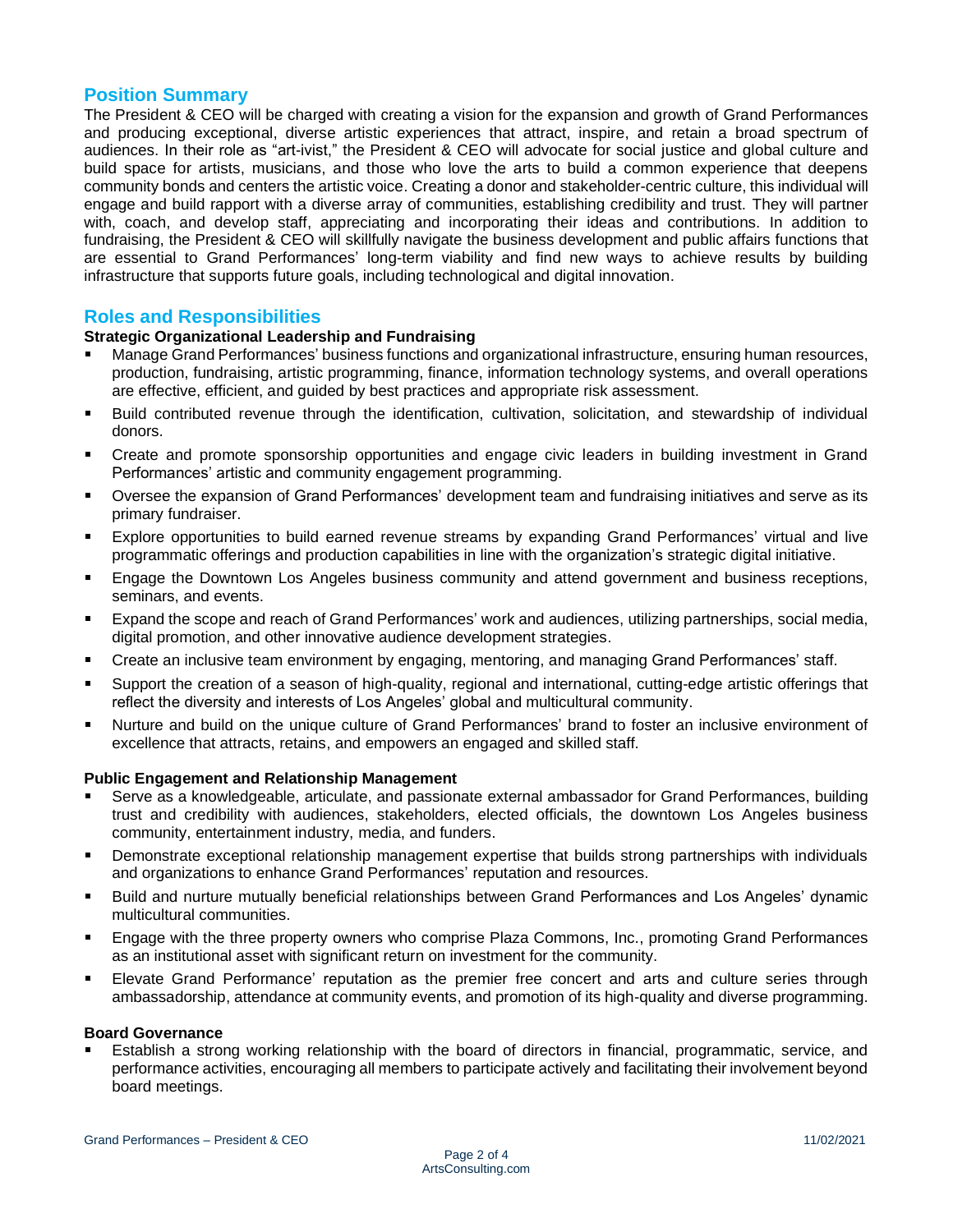## Position Summary

The President & CEO will be charged with creating a vision for the expansion and growth of Grand Performances and producing exceptional, diverse artistic experiences that attract, inspire, and retain a broad spectrum of audiences. In their role as "art-ivist," the President & CEO will advocate for social justice and global culture and build space for artists, musicians, and those who love the arts to build a common experience that deepens community bonds and centers the artistic voice. Creating a donor and stakeholder-centric culture, this individual will engage and build rapport with a diverse array of communities, establishing credibility and trust. They will partner with, coach, and develop staff, appreciating and incorporating their ideas and contributions. In addition to fundraising, the President & CEO will skillfully navigate the business development and public affairs functions that are essential to Grand Performances' long-term viability and find new ways to achieve results by building infrastructure that supports future goals, including technological and digital innovation.

## Roles and Responsibilities

**Strategic Organizational Leadership and Fundraising**

- Manage Grand Performances' business functions and organizational infrastructure, ensuring human resources, production, fundraising, artistic programming, finance, information technology systems, and overall operations are effective, efficient, and guided by best practices and appropriate risk assessment.
- Build contributed revenue through the identification, cultivation, solicitation, and stewardship of individual donors.
- Create and promote sponsorship opportunities and engage civic leaders in building investment in Grand Performances' artistic and community engagement programming.
- Oversee the expansion of Grand Performances' development team and fundraising initiatives and serve as its primary fundraiser.
- Explore opportunities to build earned revenue streams by expanding Grand Performances' virtual and live programmatic offerings and production capabilities in line with the organization's strategic digital initiative.
- Engage the Downtown Los Angeles business community and attend government and business receptions, seminars, and events.
- Expand the scope and reach of Grand Performances' work and audiences, utilizing partnerships, social media, digital promotion, and other innovative audience development strategies.
- Create an inclusive team environment by engaging, mentoring, and managing Grand Performances' staff.
- Support the creation of a season of high-quality, regional and international, cutting-edge artistic offerings that reflect the diversity and interests of Los Angeles' global and multicultural community.
- Nurture and build on the unique culture of Grand Performances' brand to foster an inclusive environment of excellence that attracts, retains, and empowers an engaged and skilled staff.

**Public Engagement and Relationship Management**

- Serve as a knowledgeable, articulate, and passionate external ambassador for Grand Performances, building trust and credibility with audiences, stakeholders, elected officials, the downtown Los Angeles business community, entertainment industry, media, and funders.
- Demonstrate exceptional relationship management expertise that builds strong partnerships with individuals and organizations to enhance Grand Performances' reputation and resources.
- Build and nurture mutually beneficial relationships between Grand Performances and Los Angeles' dynamic multicultural communities.
- Engage with the three property owners who comprise Plaza Commons, Inc., promoting Grand Performances as an institutional asset with significant return on investment for the community.
- Elevate Grand Performance' reputation as the premier free concert and arts and culture series through ambassadorship, attendance at community events, and promotion of its high-quality and diverse programming.

**Board Governance**

- Establish a strong working relationship with the board of directors in financial, programmatic, service, and performance activities, encouraging all members to participate actively and facilitating their involvement beyond board meetings.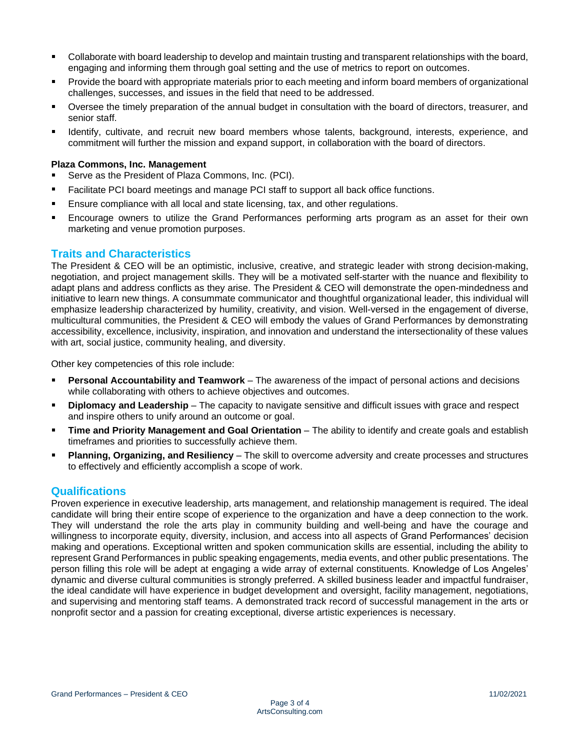- Collaborate with board leadership to develop and maintain trusting and transparent relationships with the board, engaging and informing them through goal setting and the use of metrics to report on outcomes.
- Provide the board with appropriate materials prior to each meeting and inform board members of organizational challenges, successes, and issues in the field that need to be addressed.
- Oversee the timely preparation of the annual budget in consultation with the board of directors, treasurer, and senior staff.
- Identify, cultivate, and recruit new board members whose talents, background, interests, experience, and commitment will further the mission and expand support, in collaboration with the board of directors.

**Plaza Commons, Inc. Management**

- Serve as the President of Plaza Commons, Inc. (PCI).
- Facilitate PCI board meetings and manage PCI staff to support all back office functions.
- Ensure compliance with all local and state licensing, tax, and other regulations.
- Encourage owners to utilize the Grand Performances performing arts program as an asset for their own marketing and venue promotion purposes.

## Traits and Characteristics

The President & CEO will be an optimistic, inclusive, creative, and strategic leader with strong decision-making, negotiation, and project management skills. They will be a motivated self-starter with the nuance and flexibility to adapt plans and address conflicts as they arise. The President & CEO will demonstrate the open-mindedness and initiative to learn new things. A consummate communicator and thoughtful organizational leader, this individual will emphasize leadership characterized by humility, creativity, and vision. Well-versed in the engagement of diverse, multicultural communities, the President & CEO will embody the values of Grand Performances by demonstrating accessibility, excellence, inclusivity, inspiration, and innovation and understand the intersectionality of these values with art, social justice, community healing, and diversity.

Other key competencies of this role include:

- **Personal Accountability and Teamwork** – The awareness of the impact of personal actions and decisions while collaborating with others to achieve objectives and outcomes.
- **Diplomacy and Leadership** – The capacity to navigate sensitive and difficult issues with grace and respect and inspire others to unify around an outcome or goal.
- **Time and Priority Management and Goal Orientation** – The ability to identify and create goals and establish timeframes and priorities to successfully achieve them.
- **Planning, Organizing, and Resiliency** – The skill to overcome adversity and create processes and structures to effectively and efficiently accomplish a scope of work.

## Qualifications

Proven experience in executive leadership, arts management, and relationship management is required. The ideal candidate will bring their entire scope of experience to the organization and have a deep connection to the work. They will understand the role the arts play in community building and well-being and have the courage and willingness to incorporate equity, diversity, inclusion, and access into all aspects of Grand Performances' decision making and operations. Exceptional written and spoken communication skills are essential, including the ability to represent Grand Performances in public speaking engagements, media events, and other public presentations. The person filling this role will be adept at engaging a wide array of external constituents. Knowledge of Los Angeles' dynamic and diverse cultural communities is strongly preferred. A skilled business leader and impactful fundraiser, the ideal candidate will have experience in budget development and oversight, facility management, negotiations, and supervising and mentoring staff teams. A demonstrated track record of successful management in the arts or nonprofit sector and a passion for creating exceptional, diverse artistic experiences is necessary.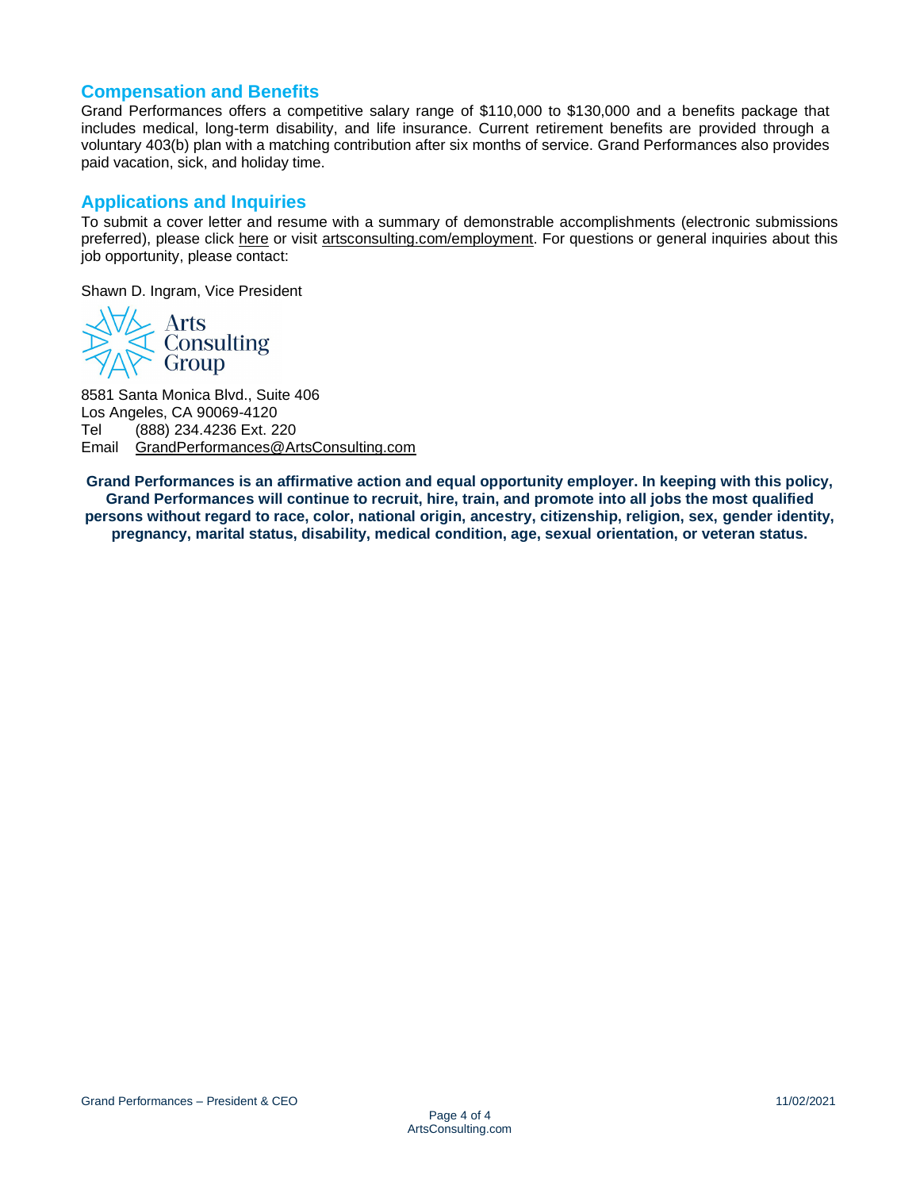## Compensation and Benefits

Grand Performances offers a competitive salary range of $110,000 to $130,000 and a benefits package that includes medical, long-term disability, and life insurance. Current retirement benefits are provided through a voluntary 403(b) plan with a matching contribution after six months of service. Grand Performances also provides paid vacation, sick, and holiday time.

## Applications and Inquiries

To submit a cover letter and resume with a summary of demonstrable accomplishments (electronic submissions preferred), please click here or visit artsconsulting.com/employment. For questions or general inquiries about this job opportunity, please contact:

Shawn D. Ingram, Vice President

Arts Consulting Group

8581 Santa Monica Blvd., Suite 406
Los Angeles, CA 90069-4120
Tel (888) 234.4236 Ext. 220
Email GrandPerformances@ArtsConsulting.com

**Grand Performances is an affirmative action and equal opportunity employer. In keeping with this policy, Grand Performances will continue to recruit, hire, train, and promote into all jobs the most qualified persons without regard to race, color, national origin, ancestry, citizenship, religion, sex, gender identity, pregnancy, marital status, disability, medical condition, age, sexual orientation, or veteran status.**